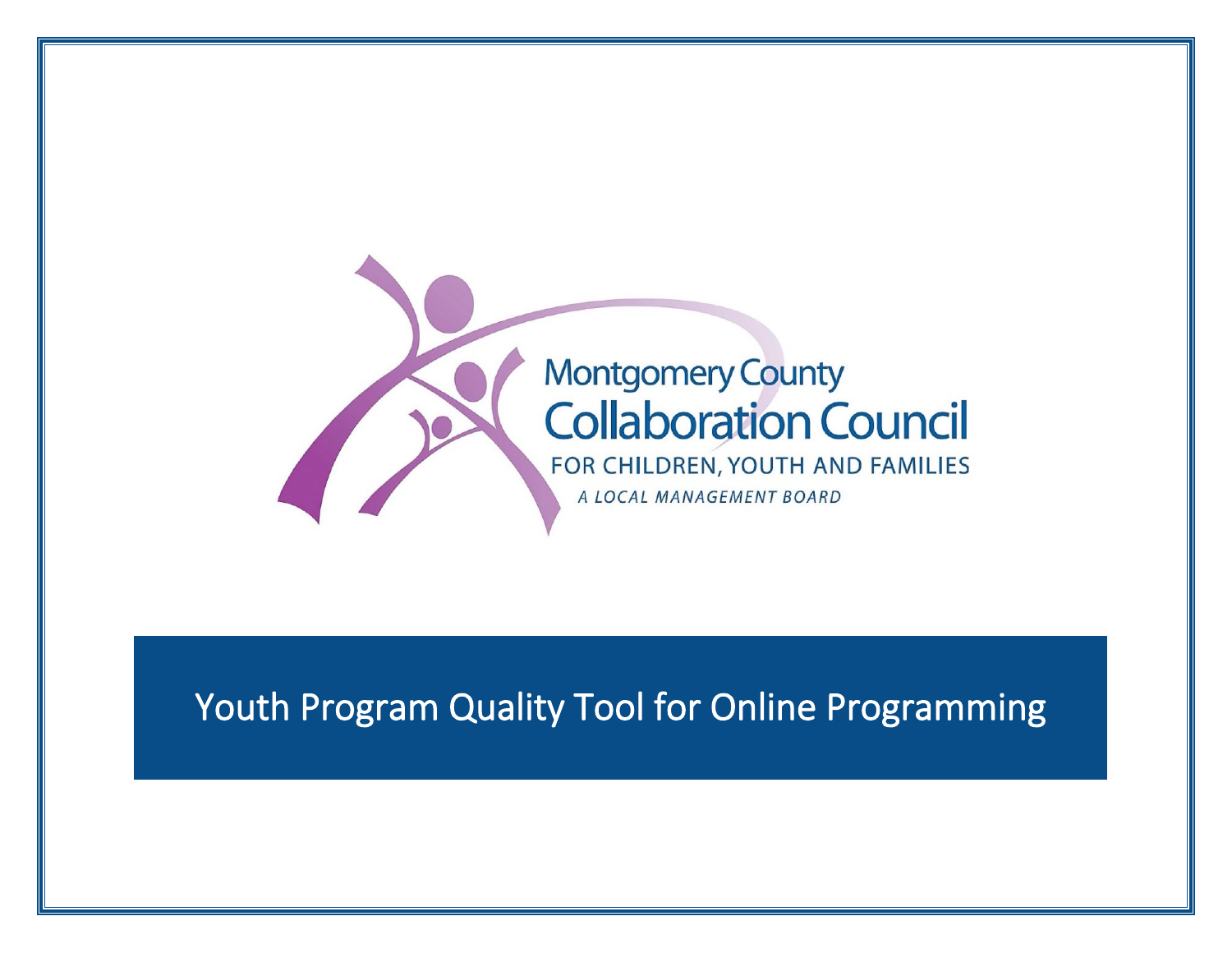Montgomery County
Collaboration Council
FOR CHILDREN, YOUTH AND FAMILIES
*A LOCAL MANAGEMENT BOARD*

# Youth Program Quality Tool for Online Programming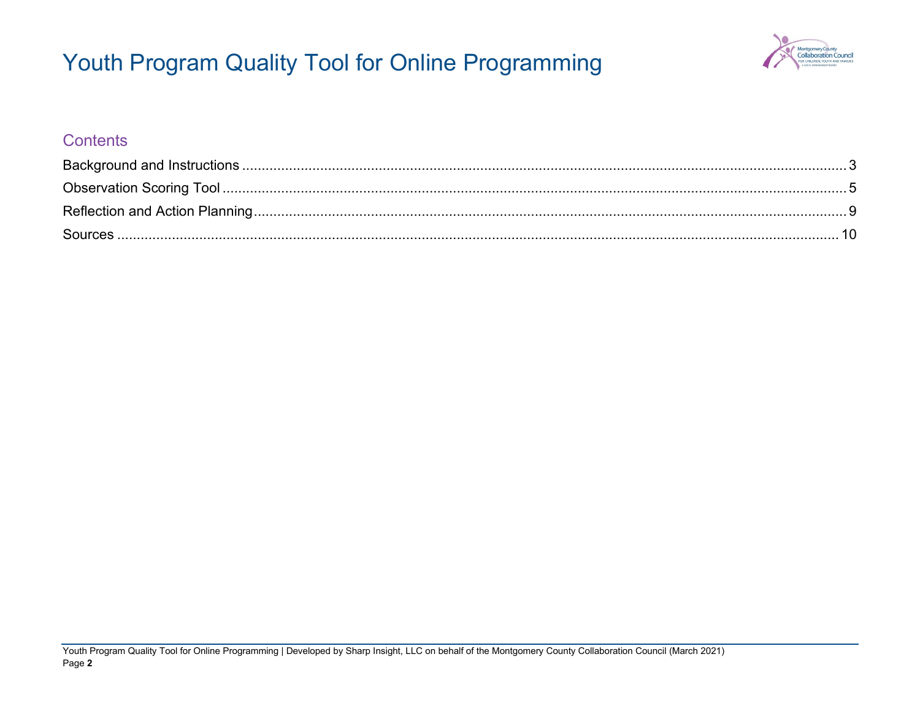# Youth Program Quality Tool for Online Programming

## Contents

Background and Instructions ..... 3
Observation Scoring Tool ..... 5
Reflection and Action Planning ..... 9
Sources ..... 10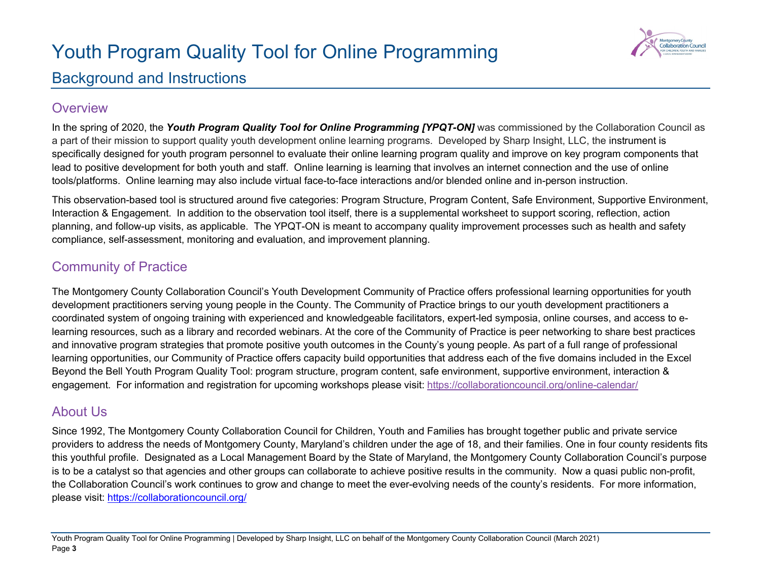# Youth Program Quality Tool for Online Programming

## Background and Instructions

### Overview

In the spring of 2020, the ***Youth Program Quality Tool for Online Programming [YPQT-ON]*** was commissioned by the Collaboration Council as a part of their mission to support quality youth development online learning programs. Developed by Sharp Insight, LLC, the instrument is specifically designed for youth program personnel to evaluate their online learning program quality and improve on key program components that lead to positive development for both youth and staff. Online learning is learning that involves an internet connection and the use of online tools/platforms. Online learning may also include virtual face-to-face interactions and/or blended online and in-person instruction.

This observation-based tool is structured around five categories: Program Structure, Program Content, Safe Environment, Supportive Environment, Interaction & Engagement. In addition to the observation tool itself, there is a supplemental worksheet to support scoring, reflection, action planning, and follow-up visits, as applicable. The YPQT-ON is meant to accompany quality improvement processes such as health and safety compliance, self-assessment, monitoring and evaluation, and improvement planning.

### Community of Practice

The Montgomery County Collaboration Council's Youth Development Community of Practice offers professional learning opportunities for youth development practitioners serving young people in the County. The Community of Practice brings to our youth development practitioners a coordinated system of ongoing training with experienced and knowledgeable facilitators, expert-led symposia, online courses, and access to e-learning resources, such as a library and recorded webinars. At the core of the Community of Practice is peer networking to share best practices and innovative program strategies that promote positive youth outcomes in the County's young people. As part of a full range of professional learning opportunities, our Community of Practice offers capacity build opportunities that address each of the five domains included in the Excel Beyond the Bell Youth Program Quality Tool: program structure, program content, safe environment, supportive environment, interaction & engagement. For information and registration for upcoming workshops please visit: https://collaborationcouncil.org/online-calendar/

### About Us

Since 1992, The Montgomery County Collaboration Council for Children, Youth and Families has brought together public and private service providers to address the needs of Montgomery County, Maryland's children under the age of 18, and their families. One in four county residents fits this youthful profile. Designated as a Local Management Board by the State of Maryland, the Montgomery County Collaboration Council's purpose is to be a catalyst so that agencies and other groups can collaborate to achieve positive results in the community. Now a quasi public non-profit, the Collaboration Council's work continues to grow and change to meet the ever-evolving needs of the county's residents. For more information, please visit: https://collaborationcouncil.org/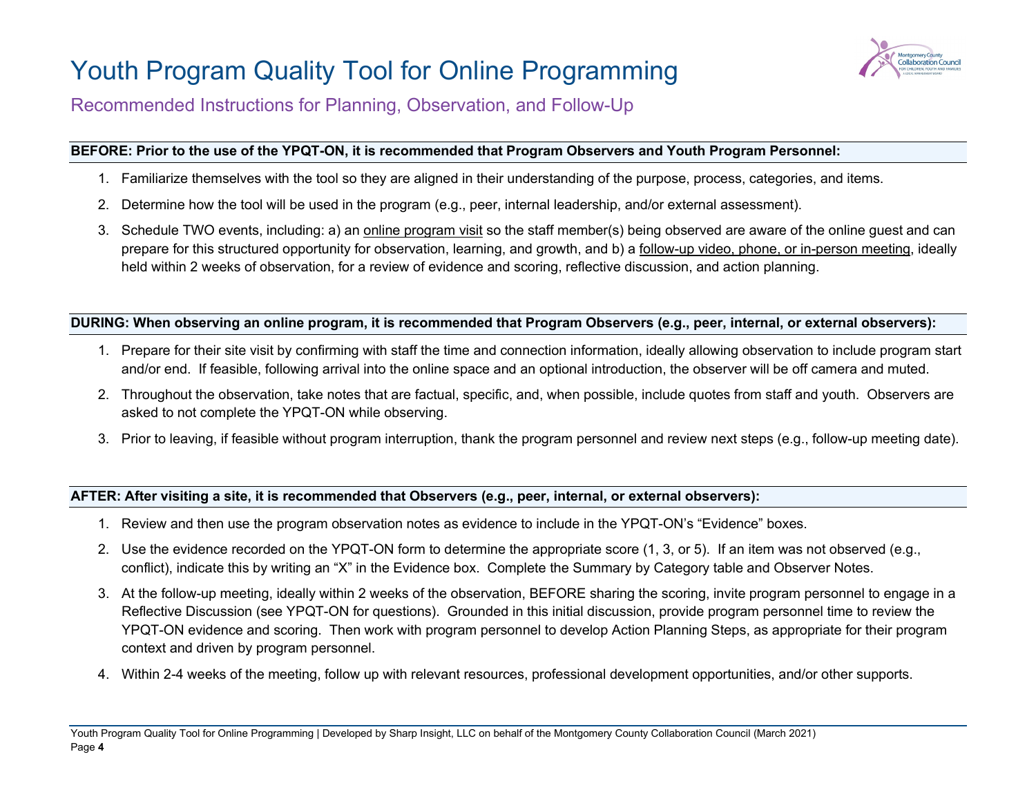# Youth Program Quality Tool for Online Programming

## Recommended Instructions for Planning, Observation, and Follow-Up

**BEFORE: Prior to the use of the YPQT-ON, it is recommended that Program Observers and Youth Program Personnel:**

1. Familiarize themselves with the tool so they are aligned in their understanding of the purpose, process, categories, and items.
2. Determine how the tool will be used in the program (e.g., peer, internal leadership, and/or external assessment).
3. Schedule TWO events, including: a) an online program visit so the staff member(s) being observed are aware of the online guest and can prepare for this structured opportunity for observation, learning, and growth, and b) a follow-up video, phone, or in-person meeting, ideally held within 2 weeks of observation, for a review of evidence and scoring, reflective discussion, and action planning.

**DURING: When observing an online program, it is recommended that Program Observers (e.g., peer, internal, or external observers):**

1. Prepare for their site visit by confirming with staff the time and connection information, ideally allowing observation to include program start and/or end. If feasible, following arrival into the online space and an optional introduction, the observer will be off camera and muted.
2. Throughout the observation, take notes that are factual, specific, and, when possible, include quotes from staff and youth. Observers are asked to not complete the YPQT-ON while observing.
3. Prior to leaving, if feasible without program interruption, thank the program personnel and review next steps (e.g., follow-up meeting date).

**AFTER: After visiting a site, it is recommended that Observers (e.g., peer, internal, or external observers):**

1. Review and then use the program observation notes as evidence to include in the YPQT-ON's "Evidence" boxes.
2. Use the evidence recorded on the YPQT-ON form to determine the appropriate score (1, 3, or 5). If an item was not observed (e.g., conflict), indicate this by writing an "X" in the Evidence box. Complete the Summary by Category table and Observer Notes.
3. At the follow-up meeting, ideally within 2 weeks of the observation, BEFORE sharing the scoring, invite program personnel to engage in a Reflective Discussion (see YPQT-ON for questions). Grounded in this initial discussion, provide program personnel time to review the YPQT-ON evidence and scoring. Then work with program personnel to develop Action Planning Steps, as appropriate for their program context and driven by program personnel.
4. Within 2-4 weeks of the meeting, follow up with relevant resources, professional development opportunities, and/or other supports.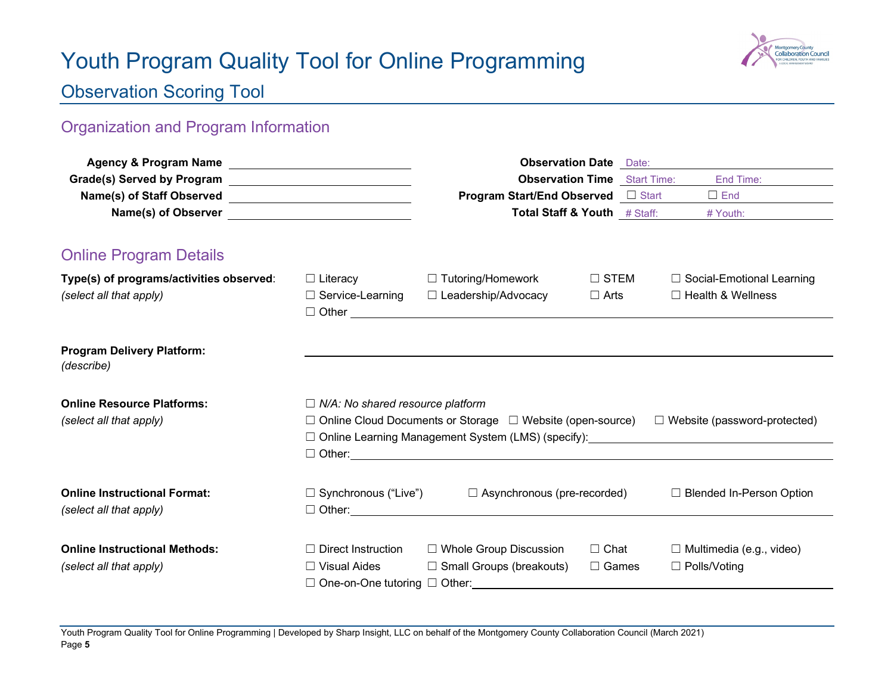# Youth Program Quality Tool for Online Programming

## Observation Scoring Tool

### Organization and Program Information

| | | | |
|---|---|---|---|
| **Agency & Program Name** | | **Observation Date** | Date: |
| **Grade(s) Served by Program** | | **Observation Time** | Start Time: End Time: |
| **Name(s) of Staff Observed** | | **Program Start/End Observed** | ☐ Start ☐ End |
| **Name(s) of Observer** | | **Total Staff & Youth** | # Staff: # Youth: |

### Online Program Details

**Type(s) of programs/activities observed**:
*(select all that apply)*

☐ Literacy ☐ Tutoring/Homework ☐ STEM ☐ Social-Emotional Learning
☐ Service-Learning ☐ Leadership/Advocacy ☐ Arts ☐ Health & Wellness
☐ Other ______________________

**Program Delivery Platform:**
*(describe)*

______________________

**Online Resource Platforms:**
*(select all that apply)*

☐ *N/A: No shared resource platform*
☐ Online Cloud Documents or Storage ☐ Website (open-source) ☐ Website (password-protected)
☐ Online Learning Management System (LMS) (specify): ______________________
☐ Other: ______________________

**Online Instructional Format:**
*(select all that apply)*

☐ Synchronous ("Live") ☐ Asynchronous (pre-recorded) ☐ Blended In-Person Option
☐ Other: ______________________

**Online Instructional Methods:**
*(select all that apply)*

☐ Direct Instruction ☐ Whole Group Discussion ☐ Chat ☐ Multimedia (e.g., video)
☐ Visual Aides ☐ Small Groups (breakouts) ☐ Games ☐ Polls/Voting
☐ One-on-One tutoring ☐ Other: ______________________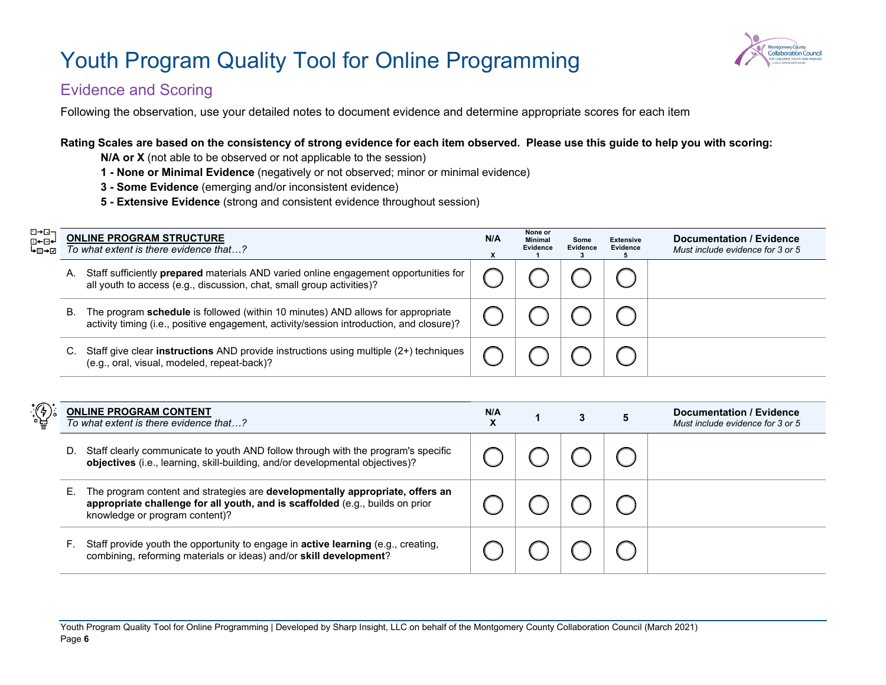# Youth Program Quality Tool for Online Programming

## Evidence and Scoring

Following the observation, use your detailed notes to document evidence and determine appropriate scores for each item

**Rating Scales are based on the consistency of strong evidence for each item observed. Please use this guide to help you with scoring:**

- **N/A or X** (not able to be observed or not applicable to the session)
- **1 - None or Minimal Evidence** (negatively or not observed; minor or minimal evidence)
- **3 - Some Evidence** (emerging and/or inconsistent evidence)
- **5 - Extensive Evidence** (strong and consistent evidence throughout session)

| **ONLINE PROGRAM STRUCTURE**<br>*To what extent is there evidence that…?* | N/A<br>X | None or Minimal Evidence<br>1 | Some Evidence<br>3 | Extensive Evidence<br>5 | **Documentation / Evidence**<br>*Must include evidence for 3 or 5* |
|---|---|---|---|---|---|
| A. Staff sufficiently **prepared** materials AND varied online engagement opportunities for all youth to access (e.g., discussion, chat, small group activities)? | ◯ | ◯ | ◯ | ◯ | |
| B. The program **schedule** is followed (within 10 minutes) AND allows for appropriate activity timing (i.e., positive engagement, activity/session introduction, and closure)? | ◯ | ◯ | ◯ | ◯ | |
| C. Staff give clear **instructions** AND provide instructions using multiple (2+) techniques (e.g., oral, visual, modeled, repeat-back)? | ◯ | ◯ | ◯ | ◯ | |

| **ONLINE PROGRAM CONTENT**<br>*To what extent is there evidence that…?* | N/A<br>X | 1 | 3 | 5 | **Documentation / Evidence**<br>*Must include evidence for 3 or 5* |
|---|---|---|---|---|---|
| D. Staff clearly communicate to youth AND follow through with the program's specific **objectives** (i.e., learning, skill-building, and/or developmental objectives)? | ◯ | ◯ | ◯ | ◯ | |
| E. The program content and strategies are **developmentally appropriate, offers an appropriate challenge for all youth, and is scaffolded** (e.g., builds on prior knowledge or program content)? | ◯ | ◯ | ◯ | ◯ | |
| F. Staff provide youth the opportunity to engage in **active learning** (e.g., creating, combining, reforming materials or ideas) and/or **skill development**? | ◯ | ◯ | ◯ | ◯ | |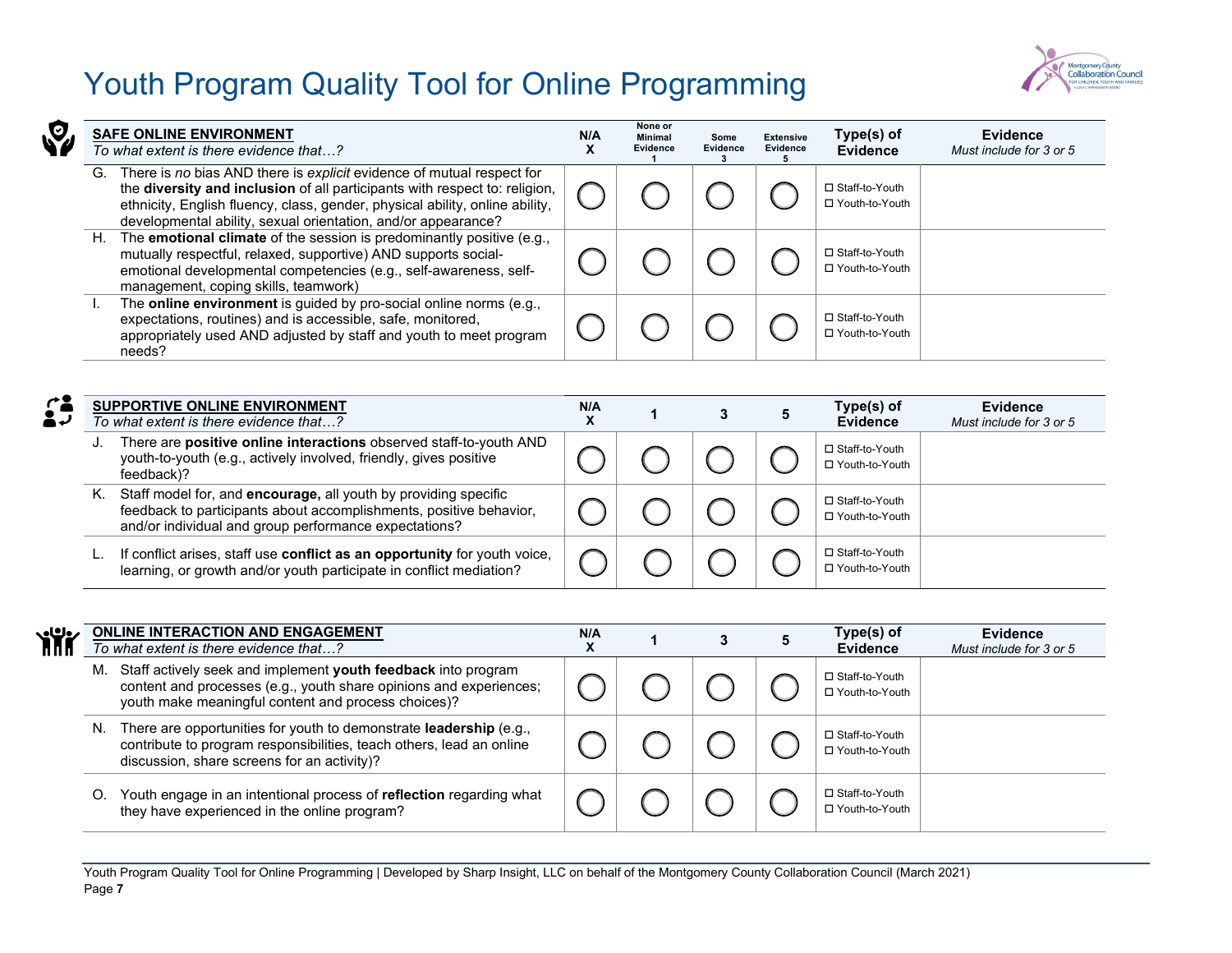# Youth Program Quality Tool for Online Programming

| **SAFE ONLINE ENVIRONMENT** *To what extent is there evidence that…?* | N/A X | None or Minimal Evidence 1 | Some Evidence 3 | Extensive Evidence 5 | Type(s) of Evidence | Evidence *Must include for 3 or 5* |
|---|---|---|---|---|---|---|
| G. There is *no* bias AND there is *explicit* evidence of mutual respect for the **diversity and inclusion** of all participants with respect to: religion, ethnicity, English fluency, class, gender, physical ability, online ability, developmental ability, sexual orientation, and/or appearance? | ◯ | ◯ | ◯ | ◯ | ☐ Staff-to-Youth ☐ Youth-to-Youth | |
| H. The **emotional climate** of the session is predominantly positive (e.g., mutually respectful, relaxed, supportive) AND supports social-emotional developmental competencies (e.g., self-awareness, self-management, coping skills, teamwork) | ◯ | ◯ | ◯ | ◯ | ☐ Staff-to-Youth ☐ Youth-to-Youth | |
| I. The **online environment** is guided by pro-social online norms (e.g., expectations, routines) and is accessible, safe, monitored, appropriately used AND adjusted by staff and youth to meet program needs? | ◯ | ◯ | ◯ | ◯ | ☐ Staff-to-Youth ☐ Youth-to-Youth | |

| **SUPPORTIVE ONLINE ENVIRONMENT** *To what extent is there evidence that…?* | N/A X | 1 | 3 | 5 | Type(s) of Evidence | Evidence *Must include for 3 or 5* |
|---|---|---|---|---|---|---|
| J. There are **positive online interactions** observed staff-to-youth AND youth-to-youth (e.g., actively involved, friendly, gives positive feedback)? | ◯ | ◯ | ◯ | ◯ | ☐ Staff-to-Youth ☐ Youth-to-Youth | |
| K. Staff model for, and **encourage,** all youth by providing specific feedback to participants about accomplishments, positive behavior, and/or individual and group performance expectations? | ◯ | ◯ | ◯ | ◯ | ☐ Staff-to-Youth ☐ Youth-to-Youth | |
| L. If conflict arises, staff use **conflict as an opportunity** for youth voice, learning, or growth and/or youth participate in conflict mediation? | ◯ | ◯ | ◯ | ◯ | ☐ Staff-to-Youth ☐ Youth-to-Youth | |

| **ONLINE INTERACTION AND ENGAGEMENT** *To what extent is there evidence that…?* | N/A X | 1 | 3 | 5 | Type(s) of Evidence | Evidence *Must include for 3 or 5* |
|---|---|---|---|---|---|---|
| M. Staff actively seek and implement **youth feedback** into program content and processes (e.g., youth share opinions and experiences; youth make meaningful content and process choices)? | ◯ | ◯ | ◯ | ◯ | ☐ Staff-to-Youth ☐ Youth-to-Youth | |
| N. There are opportunities for youth to demonstrate **leadership** (e.g., contribute to program responsibilities, teach others, lead an online discussion, share screens for an activity)? | ◯ | ◯ | ◯ | ◯ | ☐ Staff-to-Youth ☐ Youth-to-Youth | |
| O. Youth engage in an intentional process of **reflection** regarding what they have experienced in the online program? | ◯ | ◯ | ◯ | ◯ | ☐ Staff-to-Youth ☐ Youth-to-Youth | |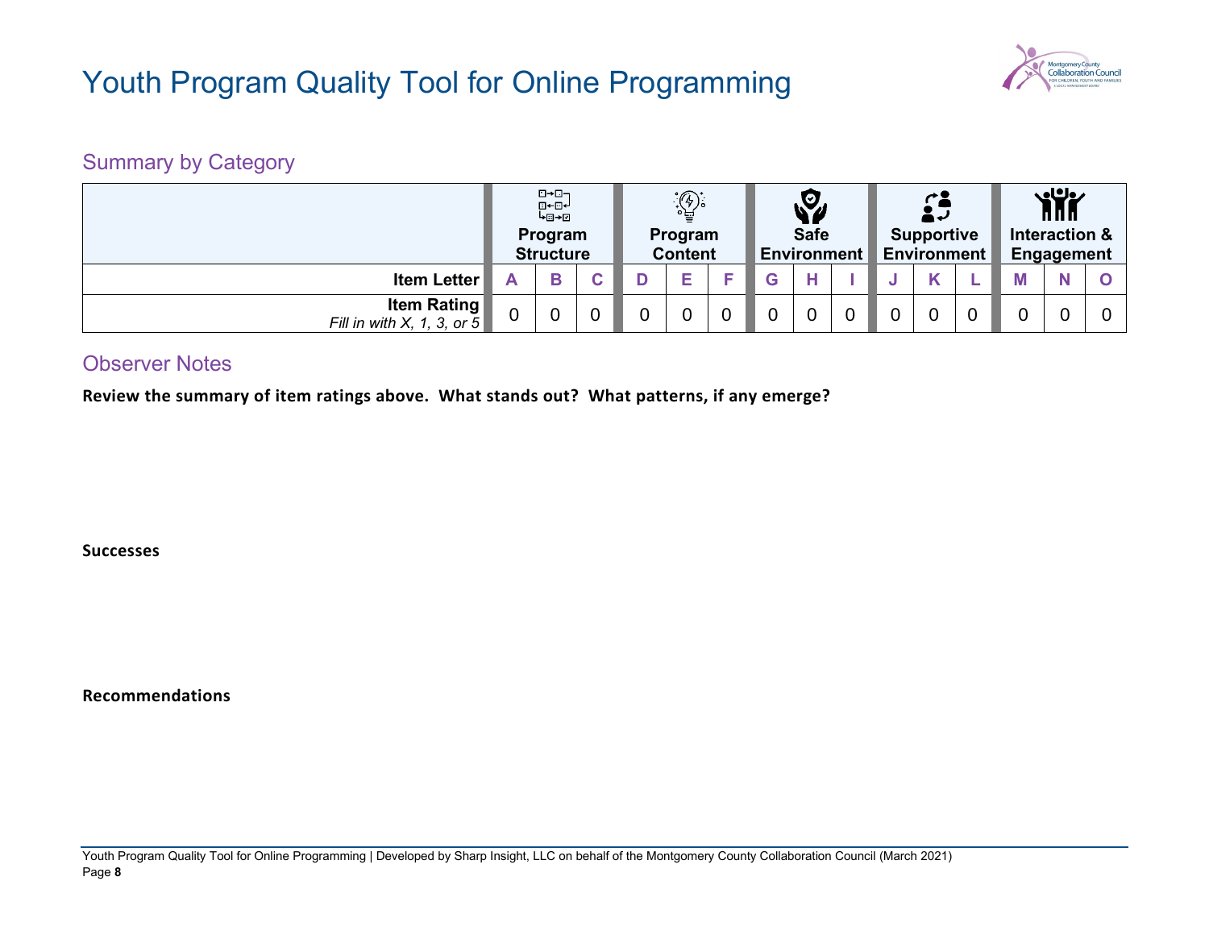# Youth Program Quality Tool for Online Programming

## Summary by Category

| | Program Structure | | | Program Content | | | Safe Environment | | | Supportive Environment | | | Interaction & Engagement | | |
|---|---|---|---|---|---|---|---|---|---|---|---|---|---|---|---|
| **Item Letter** | A | B | C | D | E | F | G | H | I | J | K | L | M | N | O |
| **Item Rating** *Fill in with X, 1, 3, or 5* | 0 | 0 | 0 | 0 | 0 | 0 | 0 | 0 | 0 | 0 | 0 | 0 | 0 | 0 | 0 |

## Observer Notes

**Review the summary of item ratings above. What stands out? What patterns, if any emerge?**

**Successes**

**Recommendations**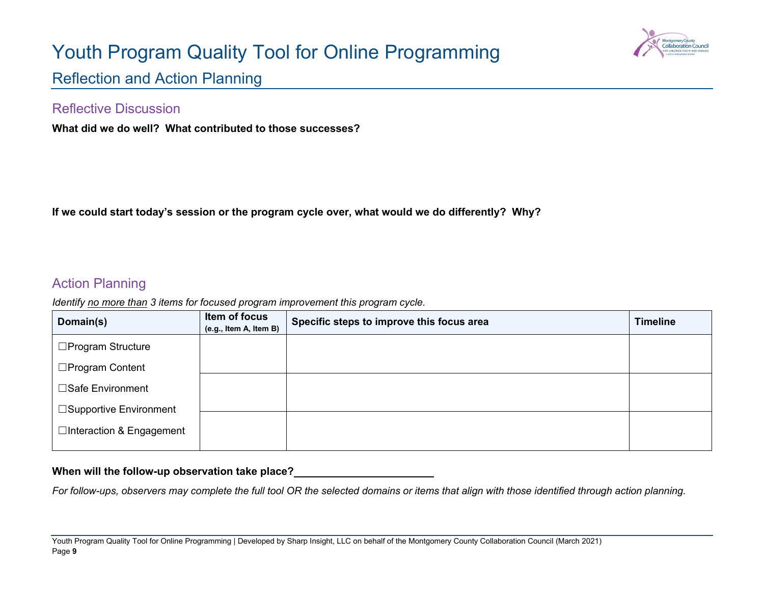# Youth Program Quality Tool for Online Programming

## Reflection and Action Planning

### Reflective Discussion

**What did we do well? What contributed to those successes?**

**If we could start today's session or the program cycle over, what would we do differently? Why?**

### Action Planning

*Identify no more than 3 items for focused program improvement this program cycle.*

| Domain(s) | Item of focus (e.g., Item A, Item B) | Specific steps to improve this focus area | Timeline |
|---|---|---|---|
| ☐Program Structure<br>☐Program Content<br>☐Safe Environment<br>☐Supportive Environment<br>☐Interaction & Engagement | | | |
| | | | |
| | | | |

**When will the follow-up observation take place?________________________**

*For follow-ups, observers may complete the full tool OR the selected domains or items that align with those identified through action planning.*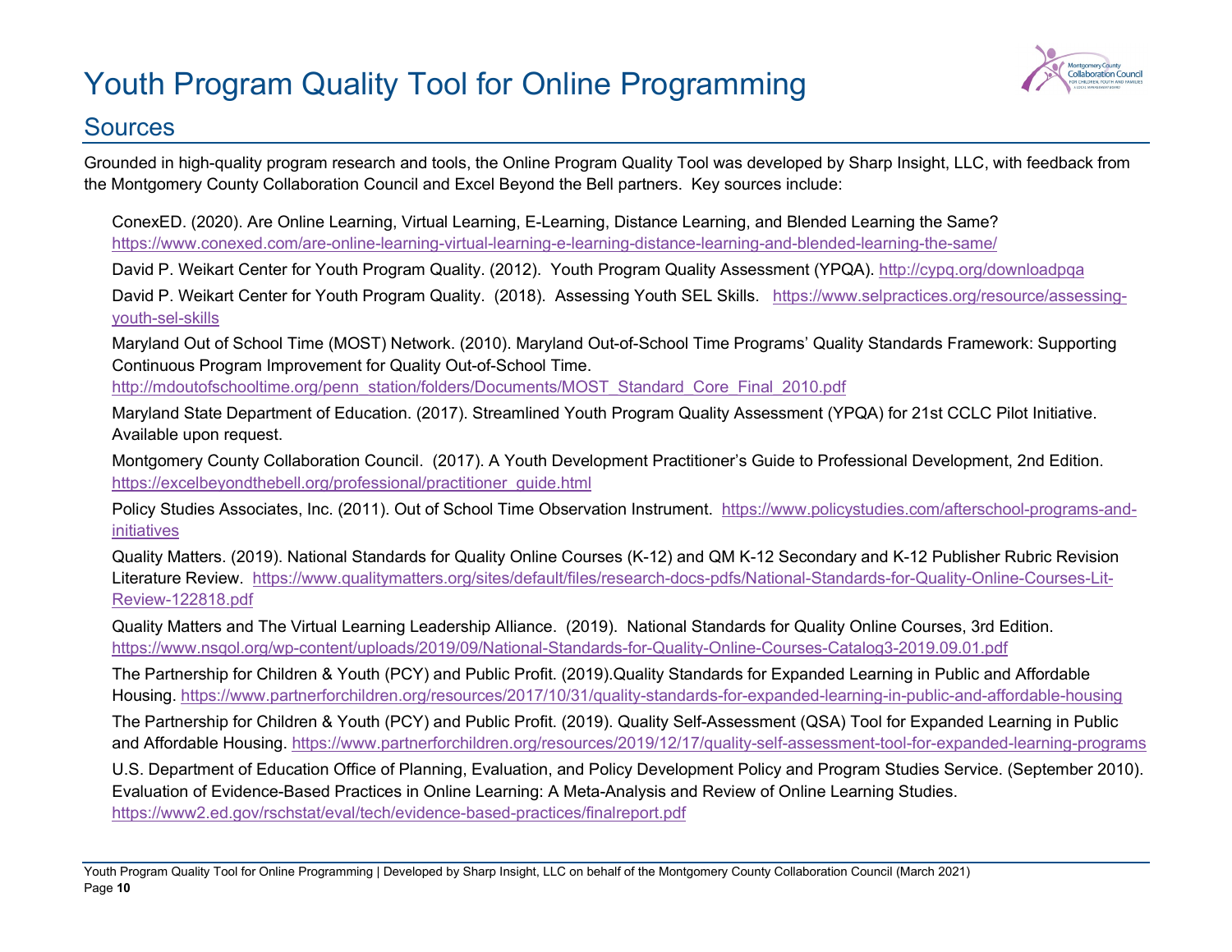# Youth Program Quality Tool for Online Programming

## Sources

Grounded in high-quality program research and tools, the Online Program Quality Tool was developed by Sharp Insight, LLC, with feedback from the Montgomery County Collaboration Council and Excel Beyond the Bell partners. Key sources include:

ConexED. (2020). Are Online Learning, Virtual Learning, E-Learning, Distance Learning, and Blended Learning the Same? https://www.conexed.com/are-online-learning-virtual-learning-e-learning-distance-learning-and-blended-learning-the-same/

David P. Weikart Center for Youth Program Quality. (2012). Youth Program Quality Assessment (YPQA). http://cypq.org/downloadpqa

David P. Weikart Center for Youth Program Quality. (2018). Assessing Youth SEL Skills. https://www.selpractices.org/resource/assessing-youth-sel-skills

Maryland Out of School Time (MOST) Network. (2010). Maryland Out-of-School Time Programs' Quality Standards Framework: Supporting Continuous Program Improvement for Quality Out-of-School Time. http://mdoutofschooltime.org/penn_station/folders/Documents/MOST_Standard_Core_Final_2010.pdf

Maryland State Department of Education. (2017). Streamlined Youth Program Quality Assessment (YPQA) for 21st CCLC Pilot Initiative. Available upon request.

Montgomery County Collaboration Council. (2017). A Youth Development Practitioner's Guide to Professional Development, 2nd Edition. https://excelbeyondthebell.org/professional/practitioner_guide.html

Policy Studies Associates, Inc. (2011). Out of School Time Observation Instrument. https://www.policystudies.com/afterschool-programs-and-initiatives

Quality Matters. (2019). National Standards for Quality Online Courses (K-12) and QM K-12 Secondary and K-12 Publisher Rubric Revision Literature Review. https://www.qualitymatters.org/sites/default/files/research-docs-pdfs/National-Standards-for-Quality-Online-Courses-Lit-Review-122818.pdf

Quality Matters and The Virtual Learning Leadership Alliance. (2019). National Standards for Quality Online Courses, 3rd Edition. https://www.nsqol.org/wp-content/uploads/2019/09/National-Standards-for-Quality-Online-Courses-Catalog3-2019.09.01.pdf

The Partnership for Children & Youth (PCY) and Public Profit. (2019).Quality Standards for Expanded Learning in Public and Affordable Housing. https://www.partnerforchildren.org/resources/2017/10/31/quality-standards-for-expanded-learning-in-public-and-affordable-housing

The Partnership for Children & Youth (PCY) and Public Profit. (2019). Quality Self-Assessment (QSA) Tool for Expanded Learning in Public and Affordable Housing. https://www.partnerforchildren.org/resources/2019/12/17/quality-self-assessment-tool-for-expanded-learning-programs

U.S. Department of Education Office of Planning, Evaluation, and Policy Development Policy and Program Studies Service. (September 2010). Evaluation of Evidence-Based Practices in Online Learning: A Meta-Analysis and Review of Online Learning Studies. https://www2.ed.gov/rschstat/eval/tech/evidence-based-practices/finalreport.pdf